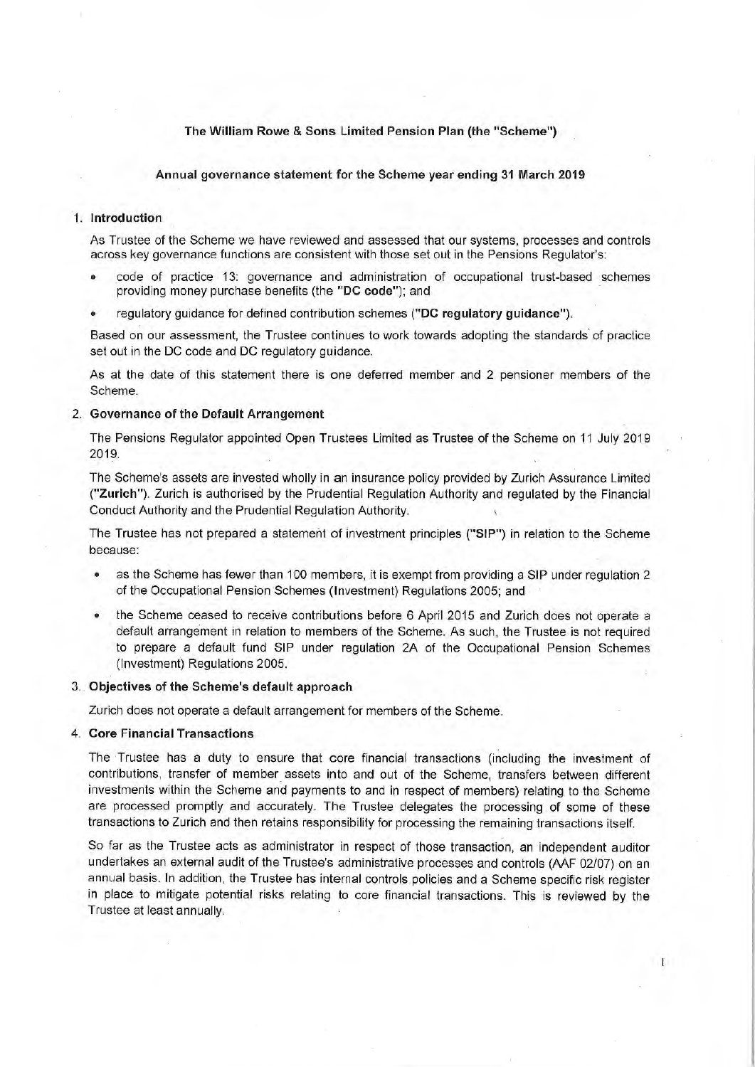# The William Rowe & Sons Limited Pension Plan (the "Scheme")

## Annual governance statement for the Scheme year ending 31 March 2019

### 1. Introduction

As Trustee of the Scheme we have reviewed and assessed that our systems, processes and controls across key governance functions are consistent with those set out in the Pensions Regulator's:

- code of practice 13: governance and administration of occupational trust-based schemes providing money purchase benefits (the "**DC code**"); and
- regulatory guidance for defined contribution schemes ("**DC regulatory guidance**").

Based on our assessment, the Trustee continues to work towards adopting the standards of practice set out in the DC code and DC regulatory guidance.

As at the date of this statement there is one deferred member and 2 pensioner members of the Scheme.

### 2. Governance of the Default Arrangement

The Pensions Regulator appointed Open Trustees Limited as Trustee of the Scheme on 11 July 2019 2019.

The Scheme's assets are invested wholly in an insurance policy provided by Zurich Assurance Limited ("**Zurich**"). Zurich is authorised by the Prudential Regulation Authority and regulated by the Financial Conduct Authority and the Prudential Regulation Authority.

The Trustee has not prepared a statement of investment principles ("**SIP**") in relation to the Scheme because:

- as the Scheme has fewer than 100 members, it is exempt from providing a SIP under regulation 2 of the Occupational Pension Schemes (Investment) Regulations 2005; and
- the Scheme ceased to receive contributions before 6 April 2015 and Zurich does not operate a default arrangement in relation to members of the Scheme. As such, the Trustee is not required to prepare a default fund SIP under regulation 2A of the Occupational Pension Schemes (Investment) Regulations 2005.

### 3. Objectives of the Scheme's default approach

Zurich does not operate a default arrangement for members of the Scheme.

### 4. Core Financial Transactions

The Trustee has a duty to ensure that core financial transactions (including the investment of contributions, transfer of member assets into and out of the Scheme, transfers between different investments within the Scheme and payments to and in respect of members) relating to the Scheme are processed promptly and accurately. The Trustee delegates the processing of some of these transactions to Zurich and then retains responsibility for processing the remaining transactions itself.

So far as the Trustee acts as administrator in respect of those transaction, an independent auditor undertakes an external audit of the Trustee's administrative processes and controls (AAF 02/07) on an annual basis. In addition, the Trustee has internal controls policies and a Scheme specific risk register in place to mitigate potential risks relating to core financial transactions. This is reviewed by the Trustee at least annually.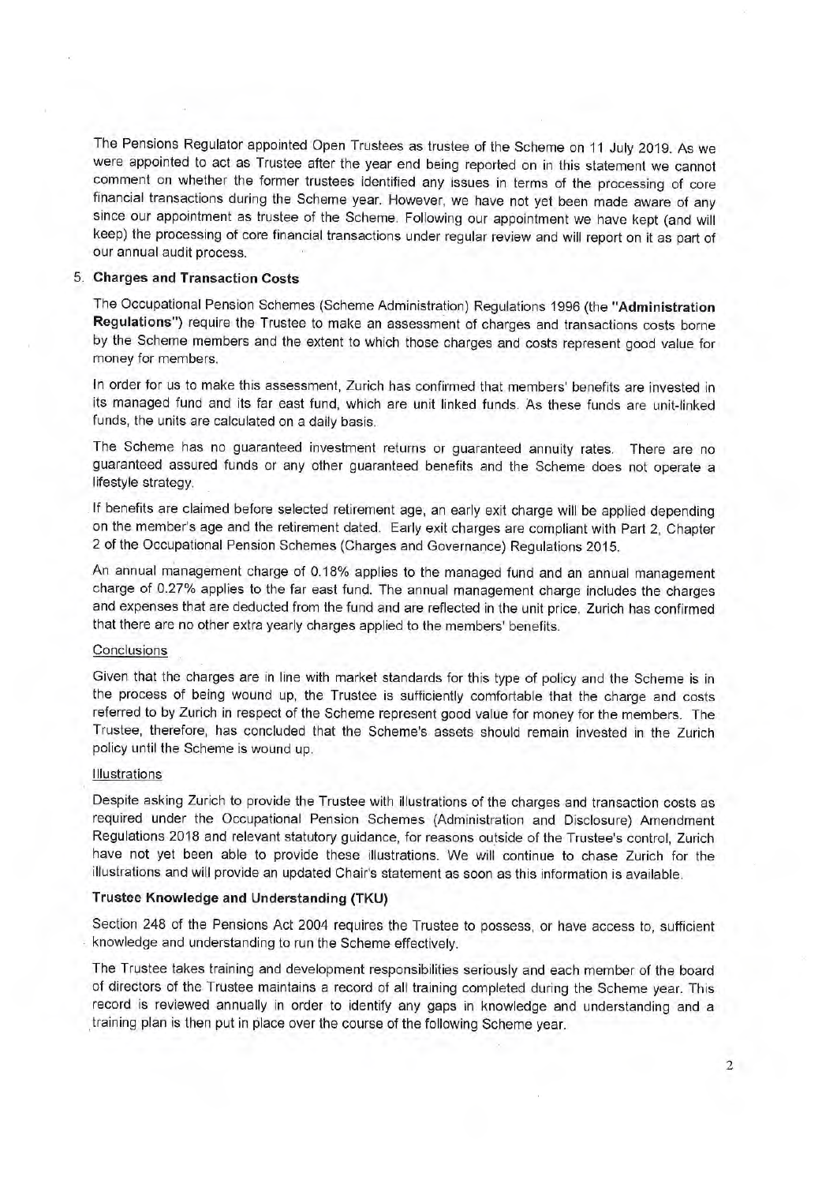The Pensions Regulator appointed Open Trustees as trustee of the Scheme on 11 July 2019. As we were appointed to act as Trustee after the year end being reported on in this statement we cannot comment on whether the former trustees identified any issues in terms of the processing of core financial transactions during the Scheme year. However, we have not yet been made aware of any since our appointment as trustee of the Scheme. Following our appointment we have kept (and will keep) the processing of core financial transactions under regular review and will report on it as part of our annual audit process.

5. **Charges and Transaction Costs**

The Occupational Pension Schemes (Scheme Administration) Regulations 1996 (the "**Administration Regulations**") require the Trustee to make an assessment of charges and transactions costs borne by the Scheme members and the extent to which those charges and costs represent good value for money for members.

In order for us to make this assessment, Zurich has confirmed that members' benefits are invested in its managed fund and its far east fund, which are unit linked funds. As these funds are unit-linked funds, the units are calculated on a daily basis.

The Scheme has no guaranteed investment returns or guaranteed annuity rates. There are no guaranteed assured funds or any other guaranteed benefits and the Scheme does not operate a lifestyle strategy.

If benefits are claimed before selected retirement age, an early exit charge will be applied depending on the member's age and the retirement dated. Early exit charges are compliant with Part 2, Chapter 2 of the Occupational Pension Schemes (Charges and Governance) Regulations 2015.

An annual management charge of 0.18% applies to the managed fund and an annual management charge of 0.27% applies to the far east fund. The annual management charge includes the charges and expenses that are deducted from the fund and are reflected in the unit price. Zurich has confirmed that there are no other extra yearly charges applied to the members' benefits.

Conclusions

Given that the charges are in line with market standards for this type of policy and the Scheme is in the process of being wound up, the Trustee is sufficiently comfortable that the charge and costs referred to by Zurich in respect of the Scheme represent good value for money for the members. The Trustee, therefore, has concluded that the Scheme's assets should remain invested in the Zurich policy until the Scheme is wound up.

Illustrations

Despite asking Zurich to provide the Trustee with illustrations of the charges and transaction costs as required under the Occupational Pension Schemes (Administration and Disclosure) Amendment Regulations 2018 and relevant statutory guidance, for reasons outside of the Trustee's control, Zurich have not yet been able to provide these illustrations. We will continue to chase Zurich for the illustrations and will provide an updated Chair's statement as soon as this information is available.

**Trustee Knowledge and Understanding (TKU)**

Section 248 of the Pensions Act 2004 requires the Trustee to possess, or have access to, sufficient knowledge and understanding to run the Scheme effectively.

The Trustee takes training and development responsibilities seriously and each member of the board of directors of the Trustee maintains a record of all training completed during the Scheme year. This record is reviewed annually in order to identify any gaps in knowledge and understanding and a training plan is then put in place over the course of the following Scheme year.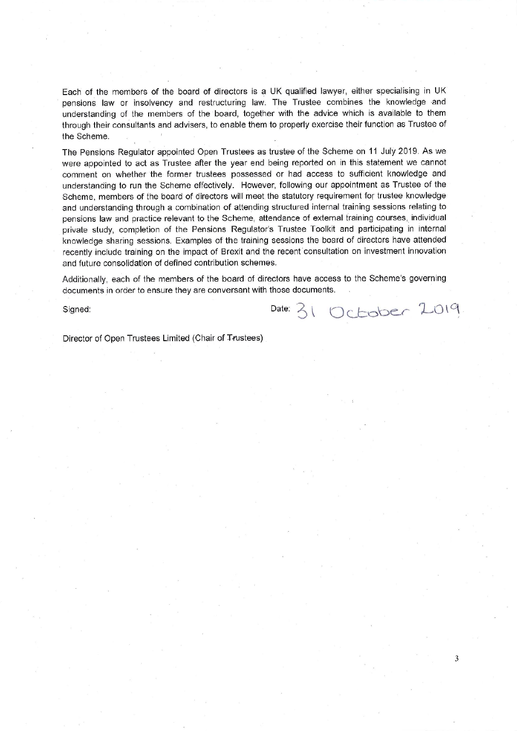Each of the members of the board of directors is a UK qualified lawyer, either specialising in UK pensions law or insolvency and restructuring law. The Trustee combines the knowledge and understanding of the members of the board, together with the advice which is available to them through their consultants and advisers, to enable them to properly exercise their function as Trustee of the Scheme.

The Pensions Regulator appointed Open Trustees as trustee of the Scheme on 11 July 2019. As we were appointed to act as Trustee after the year end being reported on in this statement we cannot comment on whether the former trustees possessed or had access to sufficient knowledge and understanding to run the Scheme effectively. However, following our appointment as Trustee of the Scheme, members of the board of directors will meet the statutory requirement for trustee knowledge and understanding through a combination of attending structured internal training sessions relating to pensions law and practice relevant to the Scheme, attendance of external training courses, individual private study, completion of the Pensions Regulator's Trustee Toolkit and participating in internal knowledge sharing sessions. Examples of the training sessions the board of directors have attended recently include training on the impact of Brexit and the recent consultation on investment innovation and future consolidation of defined contribution schemes.

Additionally, each of the members of the board of directors have access to the Scheme's governing documents in order to ensure they are conversant with those documents.

Signed:

Date: 31 October 2019

Director of Open Trustees Limited (Chair of Trustees)